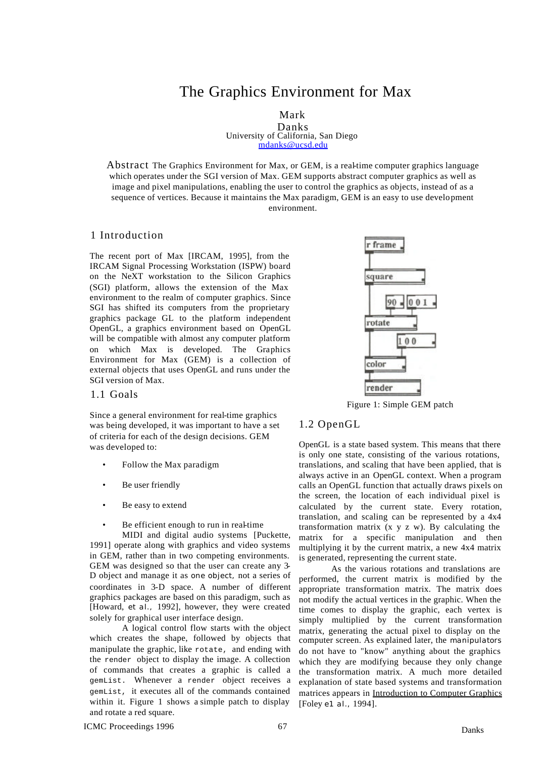# The Graphics Environment for Max

Mark Danks
University of California, San Diego
mdanks@ucsd.edu

**Abstract** The Graphics Environment for Max, or GEM, is a real-time computer graphics language which operates under the SGI version of Max. GEM supports abstract computer graphics as well as image and pixel manipulations, enabling the user to control the graphics as objects, instead of as a sequence of vertices. Because it maintains the Max paradigm, GEM is an easy to use development environment.

## 1 Introduction

The recent port of Max [IRCAM, 1995], from the IRCAM Signal Processing Workstation (ISPW) board on the NeXT workstation to the Silicon Graphics (SGI) platform, allows the extension of the Max environment to the realm of computer graphics. Since SGI has shifted its computers from the proprietary graphics package GL to the platform independent OpenGL, a graphics environment based on OpenGL will be compatible with almost any computer platform on which Max is developed. The Graphics Environment for Max (GEM) is a collection of external objects that uses OpenGL and runs under the SGI version of Max.

### 1.1 Goals

Since a general environment for real-time graphics was being developed, it was important to have a set of criteria for each of the design decisions. GEM was developed to:

- Follow the Max paradigm
- Be user friendly
- Be easy to extend
- Be efficient enough to run in real-time

MIDI and digital audio systems [Puckette, 1991] operate along with graphics and video systems in GEM, rather than in two competing environments. GEM was designed so that the user can create any 3-D object and manage it as *one object*, not a series of coordinates in 3-D space. A number of different graphics packages are based on this paradigm, such as [Howard, *et al.*, 1992], however, they were created solely for graphical user interface design.

A logical control flow starts with the object which creates the shape, followed by objects that manipulate the graphic, like `rotate`, and ending with the `render` object to display the image. A collection of commands that creates a graphic is called a `gemList`. Whenever a `render` object receives a `gemList`, it executes all of the commands contained within it. Figure 1 shows a simple patch to display and rotate a red square.

```
r frame
   |
square
   |     [90]  [0 0 1]
rotate
   |     [1 0 0]
color
   |
render
```

Figure 1: Simple GEM patch

### 1.2 OpenGL

OpenGL is a state based system. This means that there is only one state, consisting of the various rotations, translations, and scaling that have been applied, that is always active in an OpenGL context. When a program calls an OpenGL function that actually draws pixels on the screen, the location of each individual pixel is calculated by the current state. Every rotation, translation, and scaling can be represented by a 4x4 transformation matrix (x y z w). By calculating the matrix for a specific manipulation and then multiplying it by the current matrix, a new 4x4 matrix is generated, representing the current state.

As the various rotations and translations are performed, the current matrix is modified by the appropriate transformation matrix. The matrix does not modify the actual vertices in the graphic. When the time comes to display the graphic, each vertex is simply multiplied by the current transformation matrix, generating the actual pixel to display on the computer screen. As explained later, the `manipulators` do not have to "know" anything about the graphics which they are modifying because they only change the transformation matrix. A much more detailed explanation of state based systems and transformation matrices appears in Introduction to Computer Graphics [Foley *el al.*, 1994].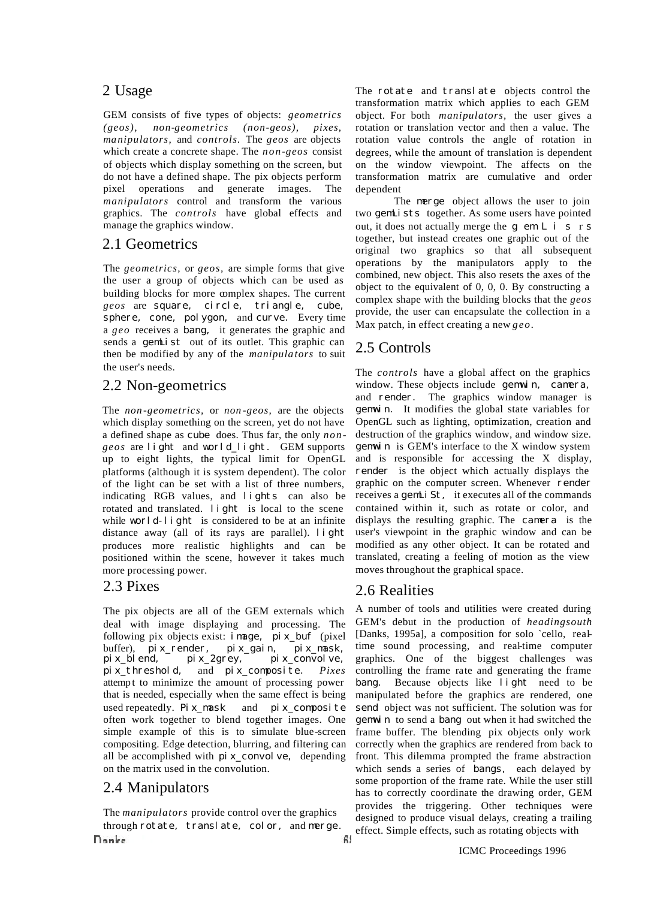# 2 Usage

GEM consists of five types of objects: *geometrics (geos), non-geometrics (non-geos), pixes, manipulators,* and *controls.* The *geos* are objects which create a concrete shape. The *non-geos* consist of objects which display something on the screen, but do not have a defined shape. The pix objects perform pixel operations and generate images. The *manipulators* control and transform the various graphics. The *controls* have global effects and manage the graphics window.

## 2.1 Geometrics

The *geometrics,* or *geos,* are simple forms that give the user a group of objects which can be used as building blocks for more complex shapes. The current *geos* are square, circle, triangle, cube, sphere, cone, polygon, and curve. Every time a *geo* receives a bang, it generates the graphic and sends a gemList out of its outlet. This graphic can then be modified by any of the *manipulators* to suit the user's needs.

## 2.2 Non-geometrics

The *non-geometrics,* or *non-geos,* are the objects which display something on the screen, yet do not have a defined shape as cube does. Thus far, the only *non-geos* are light and world_light. GEM supports up to eight lights, the typical limit for OpenGL platforms (although it is system dependent). The color of the light can be set with a list of three numbers, indicating RGB values, and lights can also be rotated and translated. light is local to the scene while world-light is considered to be at an infinite distance away (all of its rays are parallel). light produces more realistic highlights and can be positioned within the scene, however it takes much more processing power.

## 2.3 Pixes

The pix objects are all of the GEM externals which deal with image displaying and processing. The following pix objects exist: image, pix_buf (pixel buffer), pix_render, pix_gain, pix_mask, pix_blend, pix_2grey, pix_convolve, pix_threshold, and pix_composite. *Pixes* attempt to minimize the amount of processing power that is needed, especially when the same effect is being used repeatedly. Pix_mask and pix_composite often work together to blend together images. One simple example of this is to simulate blue-screen compositing. Edge detection, blurring, and filtering can all be accomplished with pix_convolve, depending on the matrix used in the convolution.

## 2.4 Manipulators

The *manipulators* provide control over the graphics through rotate, translate, color, and merge.

The rotate and translate objects control the transformation matrix which applies to each GEM object. For both *manipulators,* the user gives a rotation or translation vector and then a value. The rotation value controls the angle of rotation in degrees, while the amount of translation is dependent on the window viewpoint. The affects on the transformation matrix are cumulative and order dependent

The merge object allows the user to join two gemLists together. As some users have pointed out, it does not actually merge the gemLisrs together, but instead creates one graphic out of the original two graphics so that all subsequent operations by the manipulators apply to the combined, new object. This also resets the axes of the object to the equivalent of 0, 0, 0. By constructing a complex shape with the building blocks that the *geos* provide, the user can encapsulate the collection in a Max patch, in effect creating a new *geo.*

## 2.5 Controls

The *controls* have a global affect on the graphics window. These objects include gemwin, camera, and render. The graphics window manager is gemwin. It modifies the global state variables for OpenGL such as lighting, optimization, creation and destruction of the graphics window, and window size. gemwin is GEM's interface to the X window system and is responsible for accessing the X display, render is the object which actually displays the graphic on the computer screen. Whenever render receives a gemLiSt, it executes all of the commands contained within it, such as rotate or color, and displays the resulting graphic. The camera is the user's viewpoint in the graphic window and can be modified as any other object. It can be rotated and translated, creating a feeling of motion as the view moves throughout the graphical space.

## 2.6 Realities

A number of tools and utilities were created during GEM's debut in the production of *headingsouth* [Danks, 1995a], a composition for solo `cello, real-time sound processing, and real-time computer graphics. One of the biggest challenges was controlling the frame rate and generating the frame bang. Because objects like light need to be manipulated before the graphics are rendered, one send object was not sufficient. The solution was for gemwin to send a bang out when it had switched the frame buffer. The blending pix objects only work correctly when the graphics are rendered from back to front. This dilemma prompted the frame abstraction which sends a series of bangs, each delayed by some proportion of the frame rate. While the user still has to correctly coordinate the drawing order, GEM provides the triggering. Other techniques were designed to produce visual delays, creating a trailing effect. Simple effects, such as rotating objects with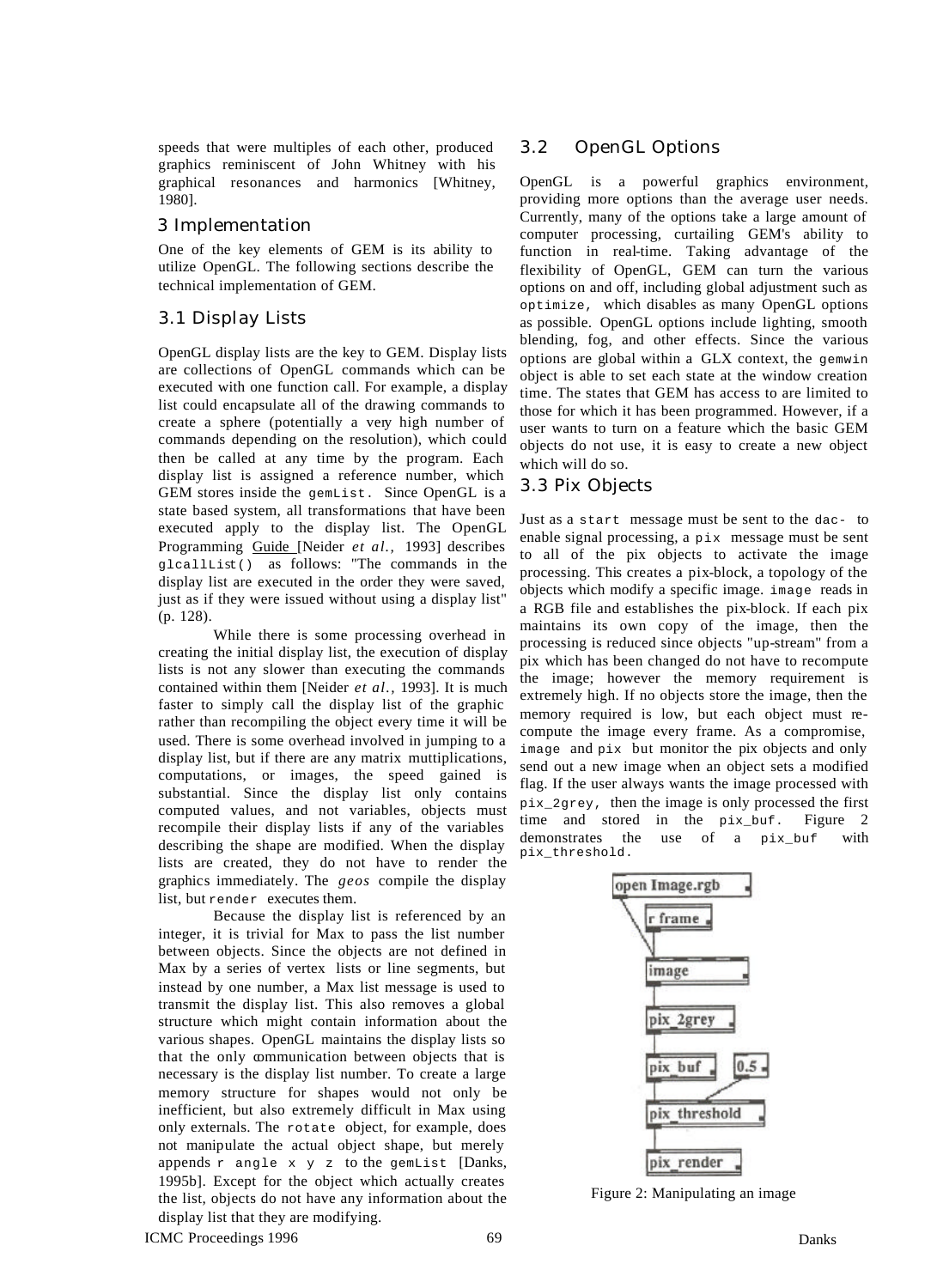speeds that were multiples of each other, produced graphics reminiscent of John Whitney with his graphical resonances and harmonics [Whitney, 1980].

## 3 Implementation

One of the key elements of GEM is its ability to utilize OpenGL. The following sections describe the technical implementation of GEM.

### 3.1 Display Lists

OpenGL display lists are the key to GEM. Display lists are collections of OpenGL commands which can be executed with one function call. For example, a display list could encapsulate all of the drawing commands to create a sphere (potentially a very high number of commands depending on the resolution), which could then be called at any time by the program. Each display list is assigned a reference number, which GEM stores inside the `gemList`. Since OpenGL is a state based system, all transformations that have been executed apply to the display list. The OpenGL Programming Guide [Neider *et al.*, 1993] describes `glcallList()` as follows: "The commands in the display list are executed in the order they were saved, just as if they were issued without using a display list" (p. 128).

While there is some processing overhead in creating the initial display list, the execution of display lists is not any slower than executing the commands contained within them [Neider *et al.*, 1993]. It is much faster to simply call the display list of the graphic rather than recompiling the object every time it will be used. There is some overhead involved in jumping to a display list, but if there are any matrix muttiplications, computations, or images, the speed gained is substantial. Since the display list only contains computed values, and not variables, objects must recompile their display lists if any of the variables describing the shape are modified. When the display lists are created, they do not have to render the graphics immediately. The *geos* compile the display list, but `render` executes them.

Because the display list is referenced by an integer, it is trivial for Max to pass the list number between objects. Since the objects are not defined in Max by a series of vertex lists or line segments, but instead by one number, a Max list message is used to transmit the display list. This also removes a global structure which might contain information about the various shapes. OpenGL maintains the display lists so that the only communication between objects that is necessary is the display list number. To create a large memory structure for shapes would not only be inefficient, but also extremely difficult in Max using only externals. The `rotate` object, for example, does not manipulate the actual object shape, but merely appends `r angle x y z` to the `gemList` [Danks, 1995b]. Except for the object which actually creates the list, objects do not have any information about the display list that they are modifying.

### 3.2 OpenGL Options

OpenGL is a powerful graphics environment, providing more options than the average user needs. Currently, many of the options take a large amount of computer processing, curtailing GEM's ability to function in real-time. Taking advantage of the flexibility of OpenGL, GEM can turn the various options on and off, including global adjustment such as `optimize`, which disables as many OpenGL options as possible. OpenGL options include lighting, smooth blending, fog, and other effects. Since the various options are global within a GLX context, the `gemwin` object is able to set each state at the window creation time. The states that GEM has access to are limited to those for which it has been programmed. However, if a user wants to turn on a feature which the basic GEM objects do not use, it is easy to create a new object which will do so.

### 3.3 Pix Objects

Just as a `start` message must be sent to the `dac~` to enable signal processing, a `pix` message must be sent to all of the pix objects to activate the image processing. This creates a pix-block, a topology of the objects which modify a specific image. `image` reads in a RGB file and establishes the pix-block. If each pix maintains its own copy of the image, then the processing is reduced since objects "up-stream" from a pix which has been changed do not have to recompute the image; however the memory requirement is extremely high. If no objects store the image, then the memory required is low, but each object must re-compute the image every frame. As a compromise, `image` and `pix` but monitor the pix objects and only send out a new image when an object sets a modified flag. If the user always wants the image processed with `pix_2grey`, then the image is only processed the first time and stored in the `pix_buf`. Figure 2 demonstrates the use of a `pix_buf` with `pix_threshold`.

Figure 2: Manipulating an image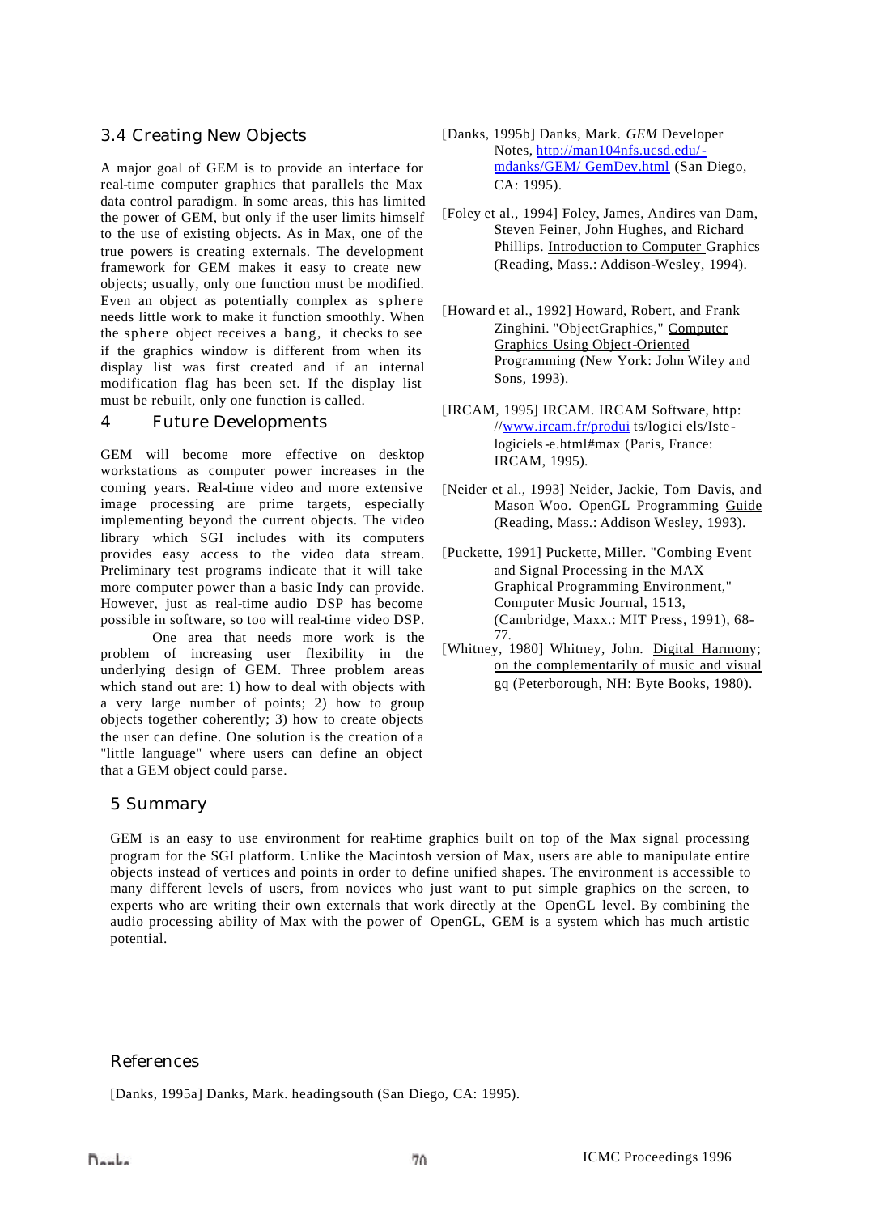### 3.4 Creating New Objects

A major goal of GEM is to provide an interface for real-time computer graphics that parallels the Max data control paradigm. In some areas, this has limited the power of GEM, but only if the user limits himself to the use of existing objects. As in Max, one of the true powers is creating externals. The development framework for GEM makes it easy to create new objects; usually, only one function must be modified. Even an object as potentially complex as sphere needs little work to make it function smoothly. When the sphere object receives a bang, it checks to see if the graphics window is different from when its display list was first created and if an internal modification flag has been set. If the display list must be rebuilt, only one function is called.

## 4 Future Developments

GEM will become more effective on desktop workstations as computer power increases in the coming years. Real-time video and more extensive image processing are prime targets, especially implementing beyond the current objects. The video library which SGI includes with its computers provides easy access to the video data stream. Preliminary test programs indicate that it will take more computer power than a basic Indy can provide. However, just as real-time audio DSP has become possible in software, so too will real-time video DSP.

One area that needs more work is the problem of increasing user flexibility in the underlying design of GEM. Three problem areas which stand out are: 1) how to deal with objects with a very large number of points; 2) how to group objects together coherently; 3) how to create objects the user can define. One solution is the creation of a "little language" where users can define an object that a GEM object could parse.

## 5 Summary

GEM is an easy to use environment for real-time graphics built on top of the Max signal processing program for the SGI platform. Unlike the Macintosh version of Max, users are able to manipulate entire objects instead of vertices and points in order to define unified shapes. The environment is accessible to many different levels of users, from novices who just want to put simple graphics on the screen, to experts who are writing their own externals that work directly at the OpenGL level. By combining the audio processing ability of Max with the power of OpenGL, GEM is a system which has much artistic potential.

## References

[Danks, 1995a] Danks, Mark. headingsouth (San Diego, CA: 1995).

[Danks, 1995b] Danks, Mark. *GEM* Developer Notes, http://man104nfs.ucsd.edu/-mdanks/GEM/ GemDev.html (San Diego, CA: 1995).

[Foley et al., 1994] Foley, James, Andires van Dam, Steven Feiner, John Hughes, and Richard Phillips. Introduction to Computer Graphics (Reading, Mass.: Addison-Wesley, 1994).

[Howard et al., 1992] Howard, Robert, and Frank Zinghini. "ObjectGraphics," Computer Graphics Using Object-Oriented Programming (New York: John Wiley and Sons, 1993).

[IRCAM, 1995] IRCAM. IRCAM Software, http://www.ircam.fr/produits/logiciels/Iste-logiciels-e.html#max (Paris, France: IRCAM, 1995).

[Neider et al., 1993] Neider, Jackie, Tom Davis, and Mason Woo. OpenGL Programming Guide (Reading, Mass.: Addison Wesley, 1993).

[Puckette, 1991] Puckette, Miller. "Combing Event and Signal Processing in the MAX Graphical Programming Environment," Computer Music Journal, 1513, (Cambridge, Maxx.: MIT Press, 1991), 68-77.

[Whitney, 1980] Whitney, John. Digital Harmony; on the complementarily of music and visual gq (Peterborough, NH: Byte Books, 1980).